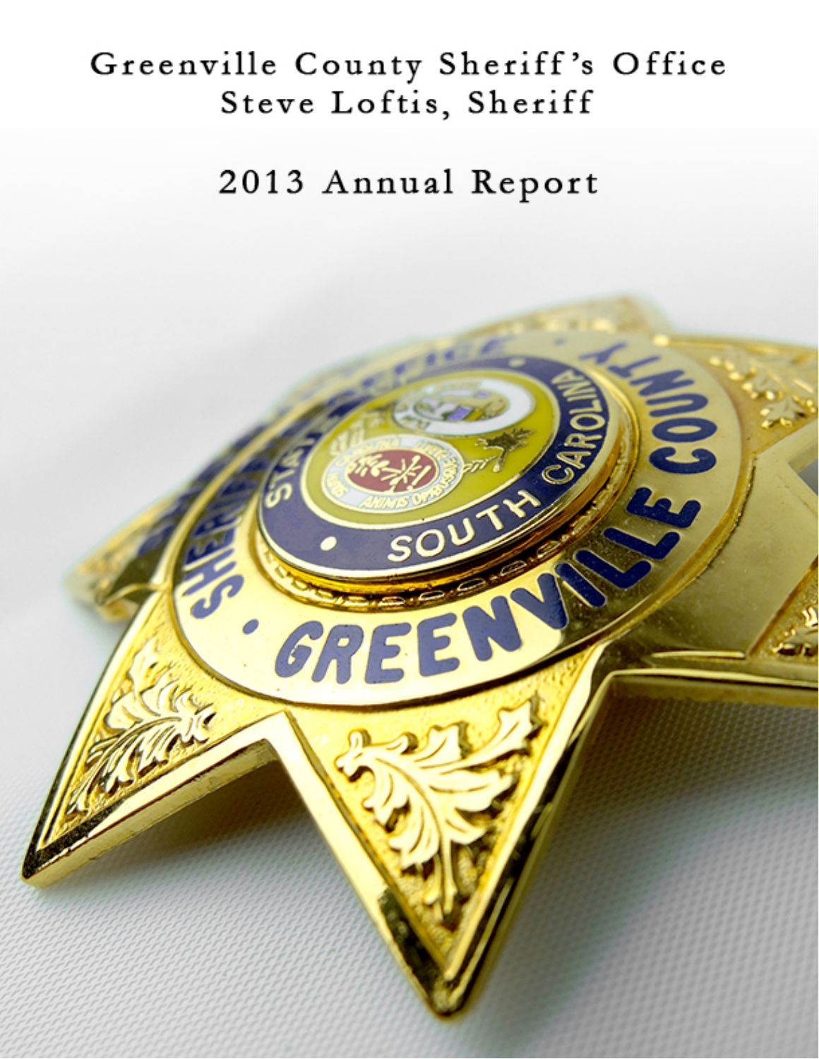# Greenville County Sheriff's Office
## Steve Loftis, Sheriff

## 2013 Annual Report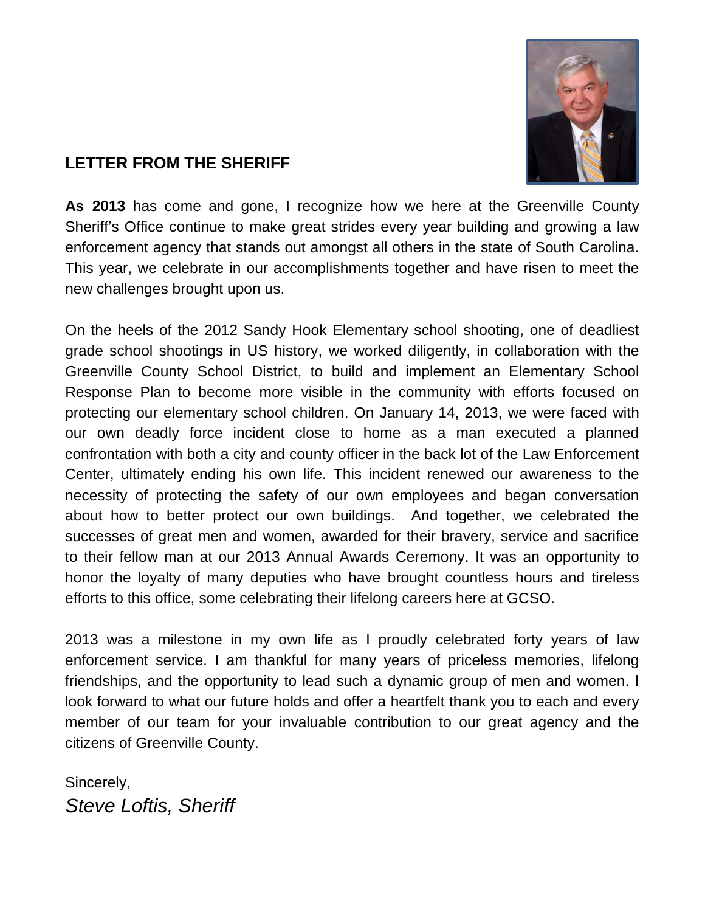## LETTER FROM THE SHERIFF

**As 2013** has come and gone, I recognize how we here at the Greenville County Sheriff's Office continue to make great strides every year building and growing a law enforcement agency that stands out amongst all others in the state of South Carolina. This year, we celebrate in our accomplishments together and have risen to meet the new challenges brought upon us.

On the heels of the 2012 Sandy Hook Elementary school shooting, one of deadliest grade school shootings in US history, we worked diligently, in collaboration with the Greenville County School District, to build and implement an Elementary School Response Plan to become more visible in the community with efforts focused on protecting our elementary school children. On January 14, 2013, we were faced with our own deadly force incident close to home as a man executed a planned confrontation with both a city and county officer in the back lot of the Law Enforcement Center, ultimately ending his own life. This incident renewed our awareness to the necessity of protecting the safety of our own employees and began conversation about how to better protect our own buildings. And together, we celebrated the successes of great men and women, awarded for their bravery, service and sacrifice to their fellow man at our 2013 Annual Awards Ceremony. It was an opportunity to honor the loyalty of many deputies who have brought countless hours and tireless efforts to this office, some celebrating their lifelong careers here at GCSO.

2013 was a milestone in my own life as I proudly celebrated forty years of law enforcement service. I am thankful for many years of priceless memories, lifelong friendships, and the opportunity to lead such a dynamic group of men and women. I look forward to what our future holds and offer a heartfelt thank you to each and every member of our team for your invaluable contribution to our great agency and the citizens of Greenville County.

Sincerely,

*Steve Loftis, Sheriff*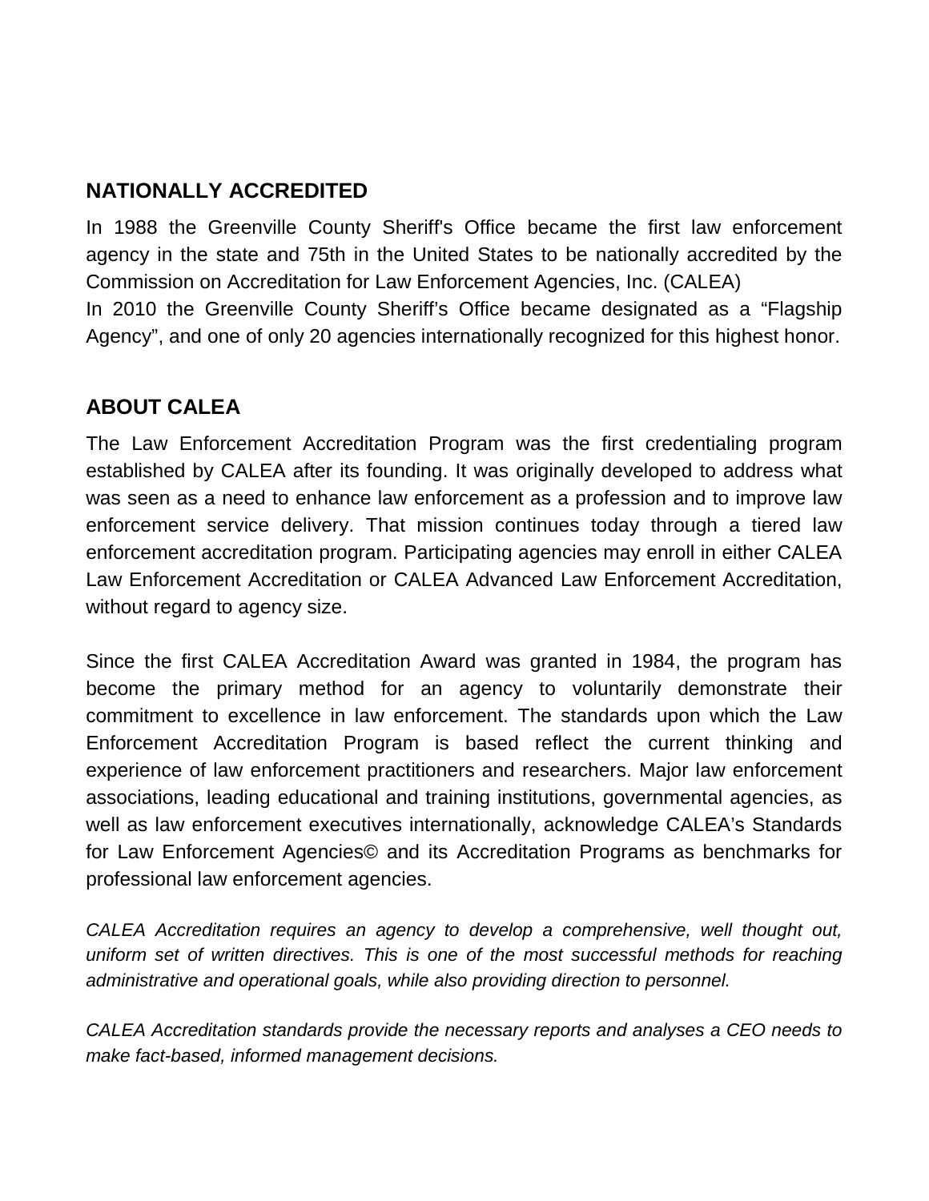## NATIONALLY ACCREDITED

In 1988 the Greenville County Sheriff's Office became the first law enforcement agency in the state and 75th in the United States to be nationally accredited by the Commission on Accreditation for Law Enforcement Agencies, Inc. (CALEA)
In 2010 the Greenville County Sheriff's Office became designated as a "Flagship Agency", and one of only 20 agencies internationally recognized for this highest honor.

## ABOUT CALEA

The Law Enforcement Accreditation Program was the first credentialing program established by CALEA after its founding. It was originally developed to address what was seen as a need to enhance law enforcement as a profession and to improve law enforcement service delivery. That mission continues today through a tiered law enforcement accreditation program. Participating agencies may enroll in either CALEA Law Enforcement Accreditation or CALEA Advanced Law Enforcement Accreditation, without regard to agency size.

Since the first CALEA Accreditation Award was granted in 1984, the program has become the primary method for an agency to voluntarily demonstrate their commitment to excellence in law enforcement. The standards upon which the Law Enforcement Accreditation Program is based reflect the current thinking and experience of law enforcement practitioners and researchers. Major law enforcement associations, leading educational and training institutions, governmental agencies, as well as law enforcement executives internationally, acknowledge CALEA's Standards for Law Enforcement Agencies© and its Accreditation Programs as benchmarks for professional law enforcement agencies.

*CALEA Accreditation requires an agency to develop a comprehensive, well thought out, uniform set of written directives. This is one of the most successful methods for reaching administrative and operational goals, while also providing direction to personnel.*

*CALEA Accreditation standards provide the necessary reports and analyses a CEO needs to make fact-based, informed management decisions.*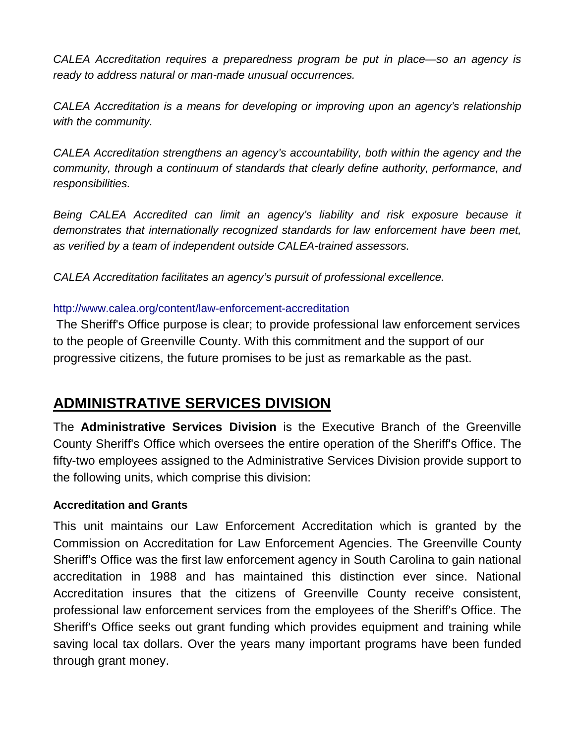*CALEA Accreditation requires a preparedness program be put in place—so an agency is ready to address natural or man-made unusual occurrences.*

*CALEA Accreditation is a means for developing or improving upon an agency's relationship with the community.*

*CALEA Accreditation strengthens an agency's accountability, both within the agency and the community, through a continuum of standards that clearly define authority, performance, and responsibilities.*

*Being CALEA Accredited can limit an agency's liability and risk exposure because it demonstrates that internationally recognized standards for law enforcement have been met, as verified by a team of independent outside CALEA-trained assessors.*

*CALEA Accreditation facilitates an agency's pursuit of professional excellence.*

http://www.calea.org/content/law-enforcement-accreditation

The Sheriff's Office purpose is clear; to provide professional law enforcement services to the people of Greenville County. With this commitment and the support of our progressive citizens, the future promises to be just as remarkable as the past.

## ADMINISTRATIVE SERVICES DIVISION

The **Administrative Services Division** is the Executive Branch of the Greenville County Sheriff's Office which oversees the entire operation of the Sheriff's Office. The fifty-two employees assigned to the Administrative Services Division provide support to the following units, which comprise this division:

**Accreditation and Grants**

This unit maintains our Law Enforcement Accreditation which is granted by the Commission on Accreditation for Law Enforcement Agencies. The Greenville County Sheriff's Office was the first law enforcement agency in South Carolina to gain national accreditation in 1988 and has maintained this distinction ever since. National Accreditation insures that the citizens of Greenville County receive consistent, professional law enforcement services from the employees of the Sheriff's Office. The Sheriff's Office seeks out grant funding which provides equipment and training while saving local tax dollars. Over the years many important programs have been funded through grant money.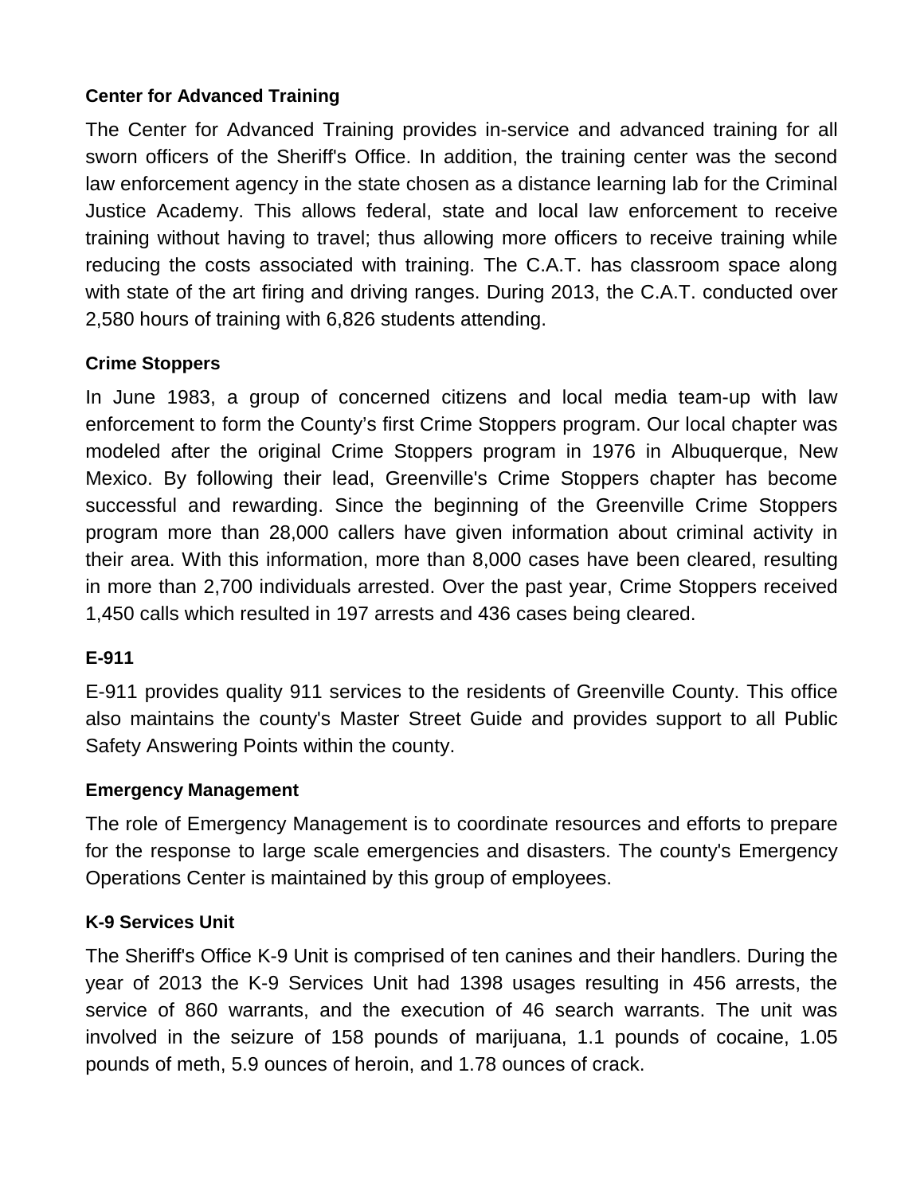**Center for Advanced Training**

The Center for Advanced Training provides in-service and advanced training for all sworn officers of the Sheriff's Office. In addition, the training center was the second law enforcement agency in the state chosen as a distance learning lab for the Criminal Justice Academy. This allows federal, state and local law enforcement to receive training without having to travel; thus allowing more officers to receive training while reducing the costs associated with training. The C.A.T. has classroom space along with state of the art firing and driving ranges. During 2013, the C.A.T. conducted over 2,580 hours of training with 6,826 students attending.

**Crime Stoppers**

In June 1983, a group of concerned citizens and local media team-up with law enforcement to form the County's first Crime Stoppers program. Our local chapter was modeled after the original Crime Stoppers program in 1976 in Albuquerque, New Mexico. By following their lead, Greenville's Crime Stoppers chapter has become successful and rewarding. Since the beginning of the Greenville Crime Stoppers program more than 28,000 callers have given information about criminal activity in their area. With this information, more than 8,000 cases have been cleared, resulting in more than 2,700 individuals arrested. Over the past year, Crime Stoppers received 1,450 calls which resulted in 197 arrests and 436 cases being cleared.

**E-911**

E-911 provides quality 911 services to the residents of Greenville County. This office also maintains the county's Master Street Guide and provides support to all Public Safety Answering Points within the county.

**Emergency Management**

The role of Emergency Management is to coordinate resources and efforts to prepare for the response to large scale emergencies and disasters. The county's Emergency Operations Center is maintained by this group of employees.

**K-9 Services Unit**

The Sheriff's Office K-9 Unit is comprised of ten canines and their handlers. During the year of 2013 the K-9 Services Unit had 1398 usages resulting in 456 arrests, the service of 860 warrants, and the execution of 46 search warrants. The unit was involved in the seizure of 158 pounds of marijuana, 1.1 pounds of cocaine, 1.05 pounds of meth, 5.9 ounces of heroin, and 1.78 ounces of crack.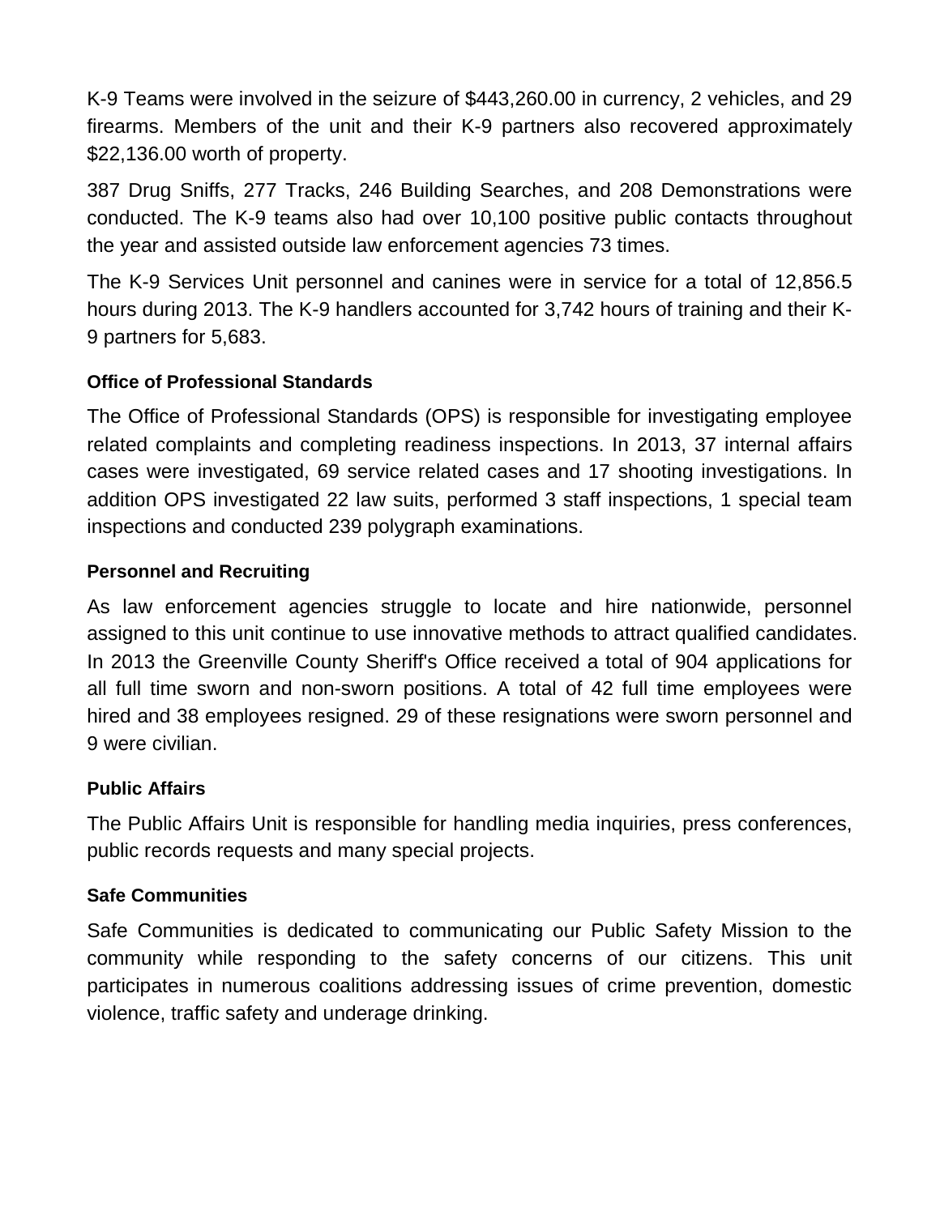K-9 Teams were involved in the seizure of $443,260.00 in currency, 2 vehicles, and 29 firearms. Members of the unit and their K-9 partners also recovered approximately $22,136.00 worth of property.

387 Drug Sniffs, 277 Tracks, 246 Building Searches, and 208 Demonstrations were conducted. The K-9 teams also had over 10,100 positive public contacts throughout the year and assisted outside law enforcement agencies 73 times.

The K-9 Services Unit personnel and canines were in service for a total of 12,856.5 hours during 2013. The K-9 handlers accounted for 3,742 hours of training and their K-9 partners for 5,683.

### Office of Professional Standards

The Office of Professional Standards (OPS) is responsible for investigating employee related complaints and completing readiness inspections. In 2013, 37 internal affairs cases were investigated, 69 service related cases and 17 shooting investigations. In addition OPS investigated 22 law suits, performed 3 staff inspections, 1 special team inspections and conducted 239 polygraph examinations.

### Personnel and Recruiting

As law enforcement agencies struggle to locate and hire nationwide, personnel assigned to this unit continue to use innovative methods to attract qualified candidates. In 2013 the Greenville County Sheriff's Office received a total of 904 applications for all full time sworn and non-sworn positions. A total of 42 full time employees were hired and 38 employees resigned. 29 of these resignations were sworn personnel and 9 were civilian.

### Public Affairs

The Public Affairs Unit is responsible for handling media inquiries, press conferences, public records requests and many special projects.

### Safe Communities

Safe Communities is dedicated to communicating our Public Safety Mission to the community while responding to the safety concerns of our citizens. This unit participates in numerous coalitions addressing issues of crime prevention, domestic violence, traffic safety and underage drinking.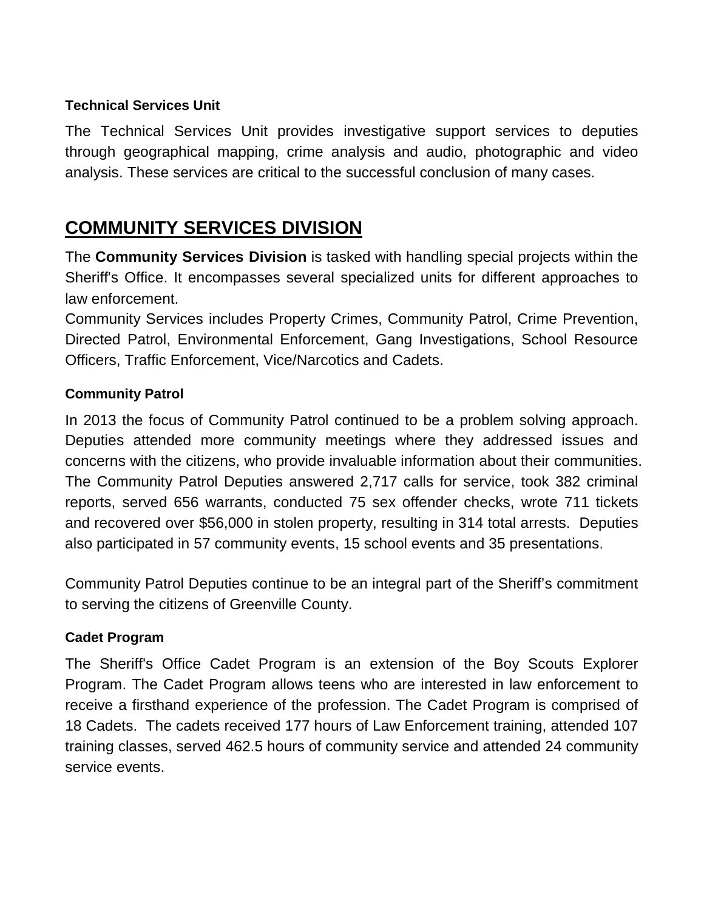### Technical Services Unit

The Technical Services Unit provides investigative support services to deputies through geographical mapping, crime analysis and audio, photographic and video analysis. These services are critical to the successful conclusion of many cases.

## COMMUNITY SERVICES DIVISION

The **Community Services Division** is tasked with handling special projects within the Sheriff's Office. It encompasses several specialized units for different approaches to law enforcement.

Community Services includes Property Crimes, Community Patrol, Crime Prevention, Directed Patrol, Environmental Enforcement, Gang Investigations, School Resource Officers, Traffic Enforcement, Vice/Narcotics and Cadets.

### Community Patrol

In 2013 the focus of Community Patrol continued to be a problem solving approach. Deputies attended more community meetings where they addressed issues and concerns with the citizens, who provide invaluable information about their communities. The Community Patrol Deputies answered 2,717 calls for service, took 382 criminal reports, served 656 warrants, conducted 75 sex offender checks, wrote 711 tickets and recovered over $56,000 in stolen property, resulting in 314 total arrests. Deputies also participated in 57 community events, 15 school events and 35 presentations.

Community Patrol Deputies continue to be an integral part of the Sheriff's commitment to serving the citizens of Greenville County.

### Cadet Program

The Sheriff's Office Cadet Program is an extension of the Boy Scouts Explorer Program. The Cadet Program allows teens who are interested in law enforcement to receive a firsthand experience of the profession. The Cadet Program is comprised of 18 Cadets. The cadets received 177 hours of Law Enforcement training, attended 107 training classes, served 462.5 hours of community service and attended 24 community service events.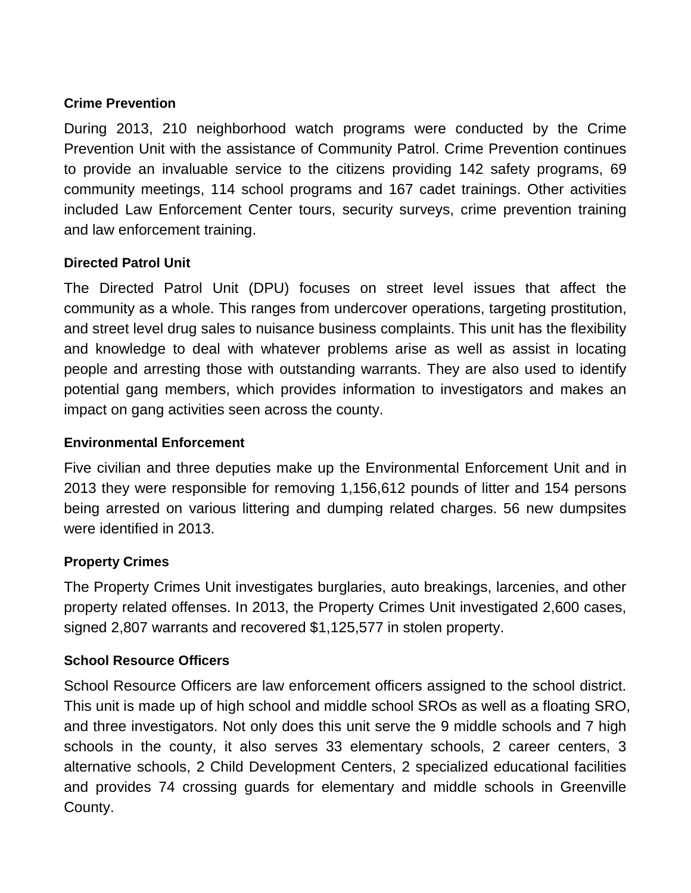### Crime Prevention

During 2013, 210 neighborhood watch programs were conducted by the Crime Prevention Unit with the assistance of Community Patrol. Crime Prevention continues to provide an invaluable service to the citizens providing 142 safety programs, 69 community meetings, 114 school programs and 167 cadet trainings. Other activities included Law Enforcement Center tours, security surveys, crime prevention training and law enforcement training.

### Directed Patrol Unit

The Directed Patrol Unit (DPU) focuses on street level issues that affect the community as a whole. This ranges from undercover operations, targeting prostitution, and street level drug sales to nuisance business complaints. This unit has the flexibility and knowledge to deal with whatever problems arise as well as assist in locating people and arresting those with outstanding warrants. They are also used to identify potential gang members, which provides information to investigators and makes an impact on gang activities seen across the county.

### Environmental Enforcement

Five civilian and three deputies make up the Environmental Enforcement Unit and in 2013 they were responsible for removing 1,156,612 pounds of litter and 154 persons being arrested on various littering and dumping related charges. 56 new dumpsites were identified in 2013.

### Property Crimes

The Property Crimes Unit investigates burglaries, auto breakings, larcenies, and other property related offenses. In 2013, the Property Crimes Unit investigated 2,600 cases, signed 2,807 warrants and recovered $1,125,577 in stolen property.

### School Resource Officers

School Resource Officers are law enforcement officers assigned to the school district. This unit is made up of high school and middle school SROs as well as a floating SRO, and three investigators. Not only does this unit serve the 9 middle schools and 7 high schools in the county, it also serves 33 elementary schools, 2 career centers, 3 alternative schools, 2 Child Development Centers, 2 specialized educational facilities and provides 74 crossing guards for elementary and middle schools in Greenville County.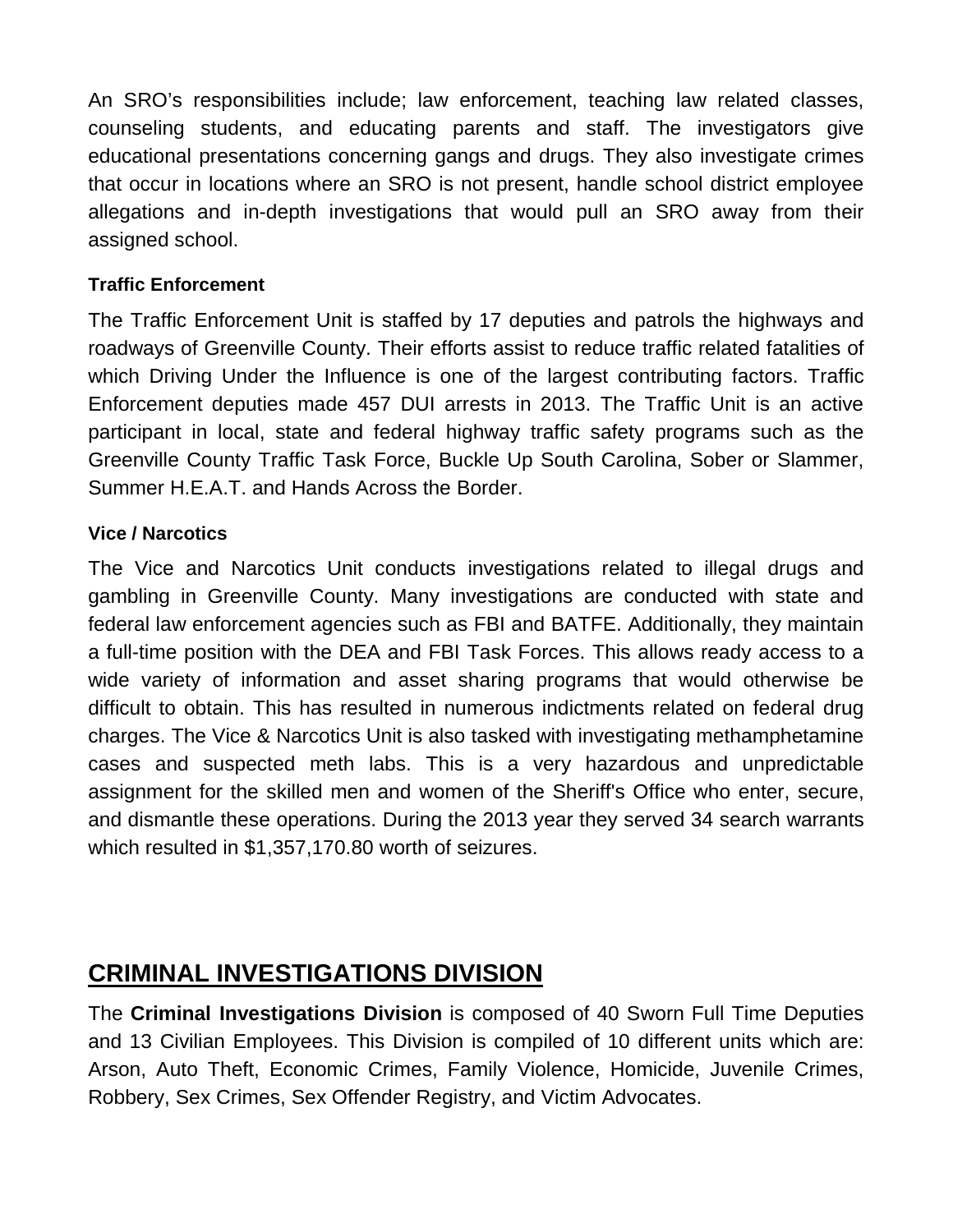An SRO's responsibilities include; law enforcement, teaching law related classes, counseling students, and educating parents and staff. The investigators give educational presentations concerning gangs and drugs. They also investigate crimes that occur in locations where an SRO is not present, handle school district employee allegations and in-depth investigations that would pull an SRO away from their assigned school.

### Traffic Enforcement

The Traffic Enforcement Unit is staffed by 17 deputies and patrols the highways and roadways of Greenville County. Their efforts assist to reduce traffic related fatalities of which Driving Under the Influence is one of the largest contributing factors. Traffic Enforcement deputies made 457 DUI arrests in 2013. The Traffic Unit is an active participant in local, state and federal highway traffic safety programs such as the Greenville County Traffic Task Force, Buckle Up South Carolina, Sober or Slammer, Summer H.E.A.T. and Hands Across the Border.

### Vice / Narcotics

The Vice and Narcotics Unit conducts investigations related to illegal drugs and gambling in Greenville County. Many investigations are conducted with state and federal law enforcement agencies such as FBI and BATFE. Additionally, they maintain a full-time position with the DEA and FBI Task Forces. This allows ready access to a wide variety of information and asset sharing programs that would otherwise be difficult to obtain. This has resulted in numerous indictments related on federal drug charges. The Vice & Narcotics Unit is also tasked with investigating methamphetamine cases and suspected meth labs. This is a very hazardous and unpredictable assignment for the skilled men and women of the Sheriff's Office who enter, secure, and dismantle these operations. During the 2013 year they served 34 search warrants which resulted in $1,357,170.80 worth of seizures.

## CRIMINAL INVESTIGATIONS DIVISION

The **Criminal Investigations Division** is composed of 40 Sworn Full Time Deputies and 13 Civilian Employees. This Division is compiled of 10 different units which are: Arson, Auto Theft, Economic Crimes, Family Violence, Homicide, Juvenile Crimes, Robbery, Sex Crimes, Sex Offender Registry, and Victim Advocates.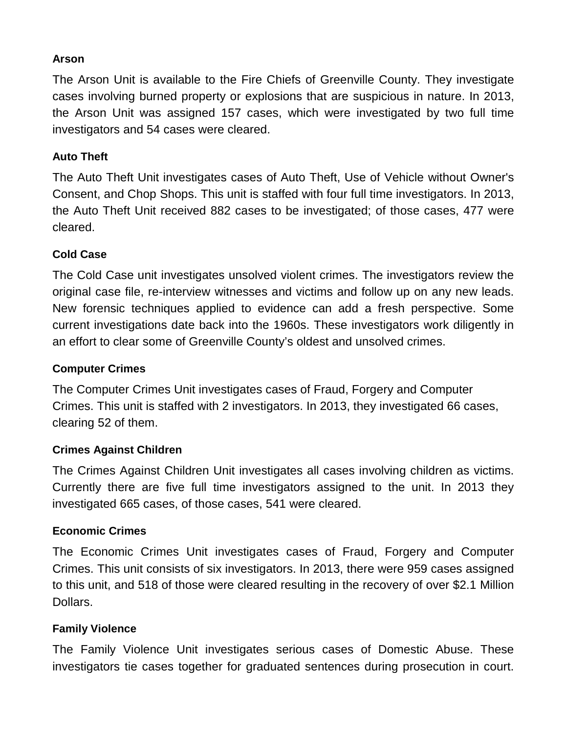**Arson**

The Arson Unit is available to the Fire Chiefs of Greenville County. They investigate cases involving burned property or explosions that are suspicious in nature. In 2013, the Arson Unit was assigned 157 cases, which were investigated by two full time investigators and 54 cases were cleared.

**Auto Theft**

The Auto Theft Unit investigates cases of Auto Theft, Use of Vehicle without Owner's Consent, and Chop Shops. This unit is staffed with four full time investigators. In 2013, the Auto Theft Unit received 882 cases to be investigated; of those cases, 477 were cleared.

**Cold Case**

The Cold Case unit investigates unsolved violent crimes. The investigators review the original case file, re-interview witnesses and victims and follow up on any new leads. New forensic techniques applied to evidence can add a fresh perspective. Some current investigations date back into the 1960s. These investigators work diligently in an effort to clear some of Greenville County's oldest and unsolved crimes.

**Computer Crimes**

The Computer Crimes Unit investigates cases of Fraud, Forgery and Computer Crimes. This unit is staffed with 2 investigators. In 2013, they investigated 66 cases, clearing 52 of them.

**Crimes Against Children**

The Crimes Against Children Unit investigates all cases involving children as victims. Currently there are five full time investigators assigned to the unit. In 2013 they investigated 665 cases, of those cases, 541 were cleared.

**Economic Crimes**

The Economic Crimes Unit investigates cases of Fraud, Forgery and Computer Crimes. This unit consists of six investigators. In 2013, there were 959 cases assigned to this unit, and 518 of those were cleared resulting in the recovery of over $2.1 Million Dollars.

**Family Violence**

The Family Violence Unit investigates serious cases of Domestic Abuse. These investigators tie cases together for graduated sentences during prosecution in court.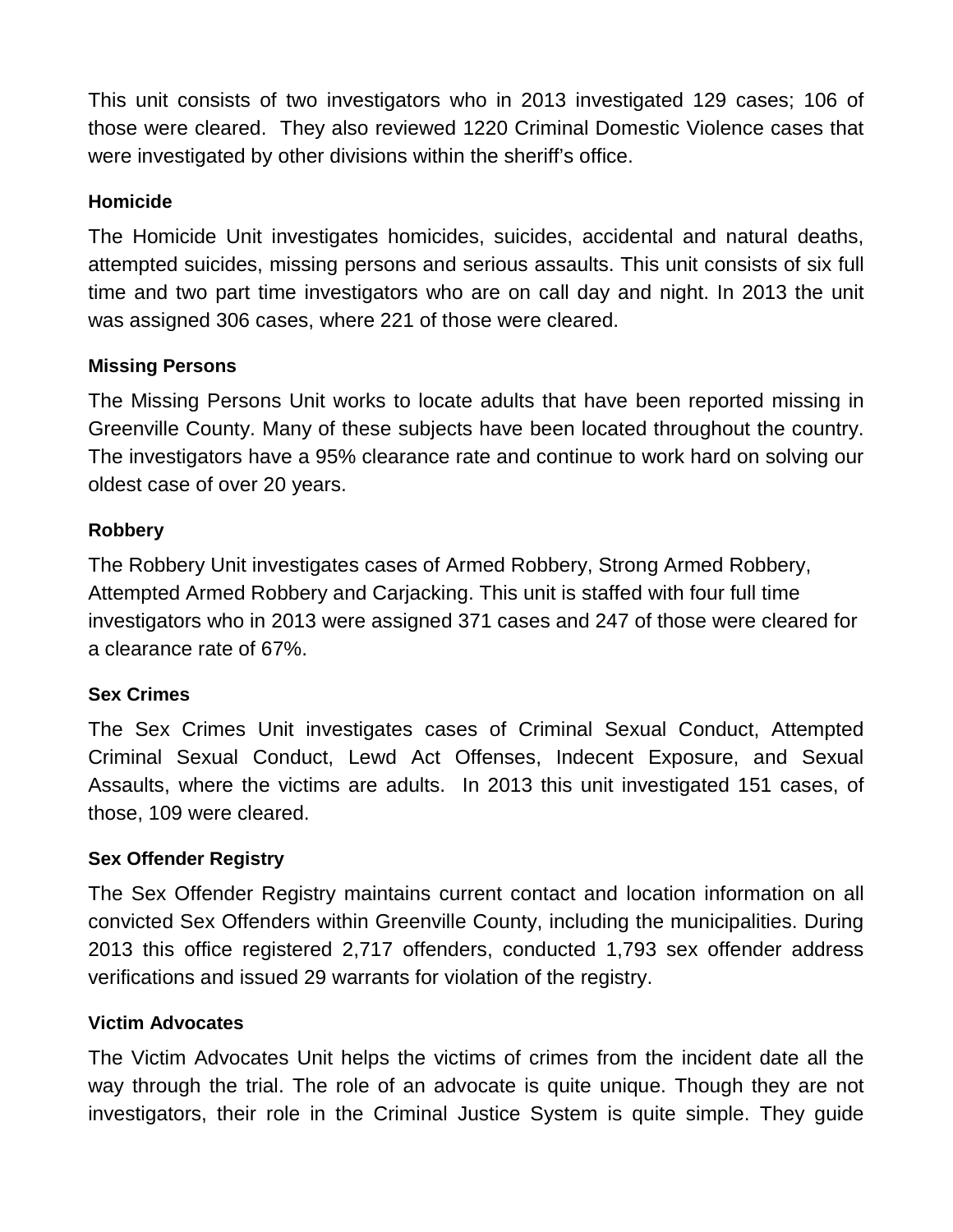This unit consists of two investigators who in 2013 investigated 129 cases; 106 of those were cleared. They also reviewed 1220 Criminal Domestic Violence cases that were investigated by other divisions within the sheriff's office.

#### Homicide

The Homicide Unit investigates homicides, suicides, accidental and natural deaths, attempted suicides, missing persons and serious assaults. This unit consists of six full time and two part time investigators who are on call day and night. In 2013 the unit was assigned 306 cases, where 221 of those were cleared.

#### Missing Persons

The Missing Persons Unit works to locate adults that have been reported missing in Greenville County. Many of these subjects have been located throughout the country. The investigators have a 95% clearance rate and continue to work hard on solving our oldest case of over 20 years.

#### Robbery

The Robbery Unit investigates cases of Armed Robbery, Strong Armed Robbery, Attempted Armed Robbery and Carjacking. This unit is staffed with four full time investigators who in 2013 were assigned 371 cases and 247 of those were cleared for a clearance rate of 67%.

#### Sex Crimes

The Sex Crimes Unit investigates cases of Criminal Sexual Conduct, Attempted Criminal Sexual Conduct, Lewd Act Offenses, Indecent Exposure, and Sexual Assaults, where the victims are adults. In 2013 this unit investigated 151 cases, of those, 109 were cleared.

#### Sex Offender Registry

The Sex Offender Registry maintains current contact and location information on all convicted Sex Offenders within Greenville County, including the municipalities. During 2013 this office registered 2,717 offenders, conducted 1,793 sex offender address verifications and issued 29 warrants for violation of the registry.

#### Victim Advocates

The Victim Advocates Unit helps the victims of crimes from the incident date all the way through the trial. The role of an advocate is quite unique. Though they are not investigators, their role in the Criminal Justice System is quite simple. They guide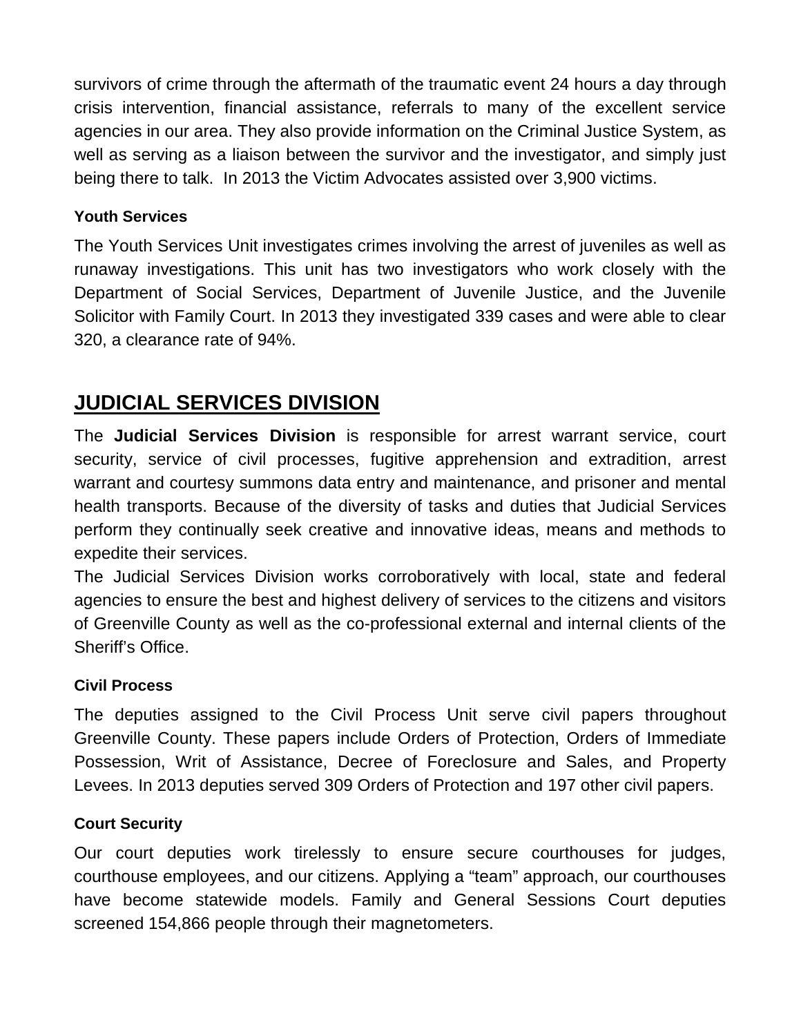survivors of crime through the aftermath of the traumatic event 24 hours a day through crisis intervention, financial assistance, referrals to many of the excellent service agencies in our area. They also provide information on the Criminal Justice System, as well as serving as a liaison between the survivor and the investigator, and simply just being there to talk.  In 2013 the Victim Advocates assisted over 3,900 victims.

### Youth Services

The Youth Services Unit investigates crimes involving the arrest of juveniles as well as runaway investigations. This unit has two investigators who work closely with the Department of Social Services, Department of Juvenile Justice, and the Juvenile Solicitor with Family Court. In 2013 they investigated 339 cases and were able to clear 320, a clearance rate of 94%.

## JUDICIAL SERVICES DIVISION

The **Judicial Services Division** is responsible for arrest warrant service, court security, service of civil processes, fugitive apprehension and extradition, arrest warrant and courtesy summons data entry and maintenance, and prisoner and mental health transports. Because of the diversity of tasks and duties that Judicial Services perform they continually seek creative and innovative ideas, means and methods to expedite their services.

The Judicial Services Division works corroboratively with local, state and federal agencies to ensure the best and highest delivery of services to the citizens and visitors of Greenville County as well as the co-professional external and internal clients of the Sheriff's Office.

### Civil Process

The deputies assigned to the Civil Process Unit serve civil papers throughout Greenville County. These papers include Orders of Protection, Orders of Immediate Possession, Writ of Assistance, Decree of Foreclosure and Sales, and Property Levees. In 2013 deputies served 309 Orders of Protection and 197 other civil papers.

### Court Security

Our court deputies work tirelessly to ensure secure courthouses for judges, courthouse employees, and our citizens. Applying a "team" approach, our courthouses have become statewide models. Family and General Sessions Court deputies screened 154,866 people through their magnetometers.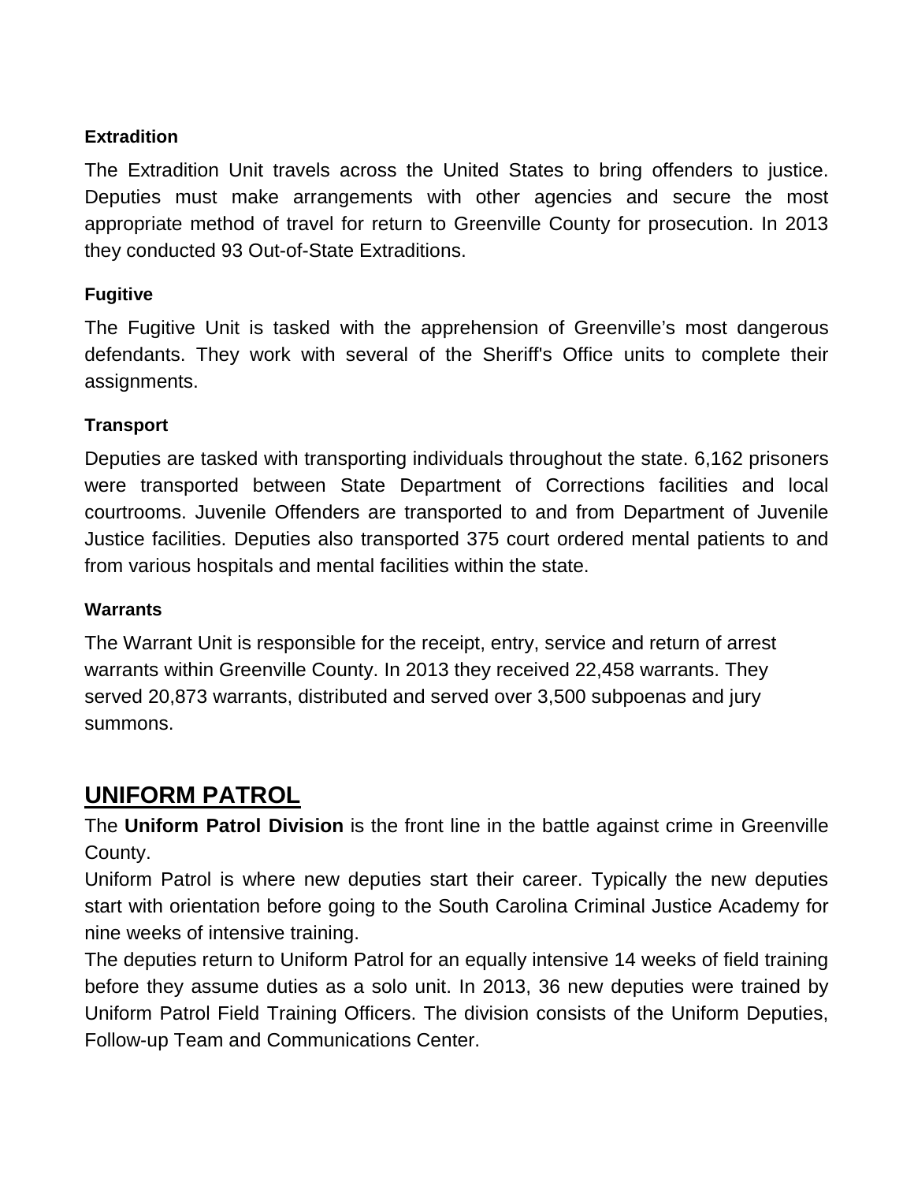**Extradition**

The Extradition Unit travels across the United States to bring offenders to justice. Deputies must make arrangements with other agencies and secure the most appropriate method of travel for return to Greenville County for prosecution. In 2013 they conducted 93 Out-of-State Extraditions.

**Fugitive**

The Fugitive Unit is tasked with the apprehension of Greenville's most dangerous defendants. They work with several of the Sheriff's Office units to complete their assignments.

**Transport**

Deputies are tasked with transporting individuals throughout the state. 6,162 prisoners were transported between State Department of Corrections facilities and local courtrooms. Juvenile Offenders are transported to and from Department of Juvenile Justice facilities. Deputies also transported 375 court ordered mental patients to and from various hospitals and mental facilities within the state.

**Warrants**

The Warrant Unit is responsible for the receipt, entry, service and return of arrest warrants within Greenville County. In 2013 they received 22,458 warrants. They served 20,873 warrants, distributed and served over 3,500 subpoenas and jury summons.

## UNIFORM PATROL

The **Uniform Patrol Division** is the front line in the battle against crime in Greenville County.

Uniform Patrol is where new deputies start their career. Typically the new deputies start with orientation before going to the South Carolina Criminal Justice Academy for nine weeks of intensive training.

The deputies return to Uniform Patrol for an equally intensive 14 weeks of field training before they assume duties as a solo unit. In 2013, 36 new deputies were trained by Uniform Patrol Field Training Officers. The division consists of the Uniform Deputies, Follow-up Team and Communications Center.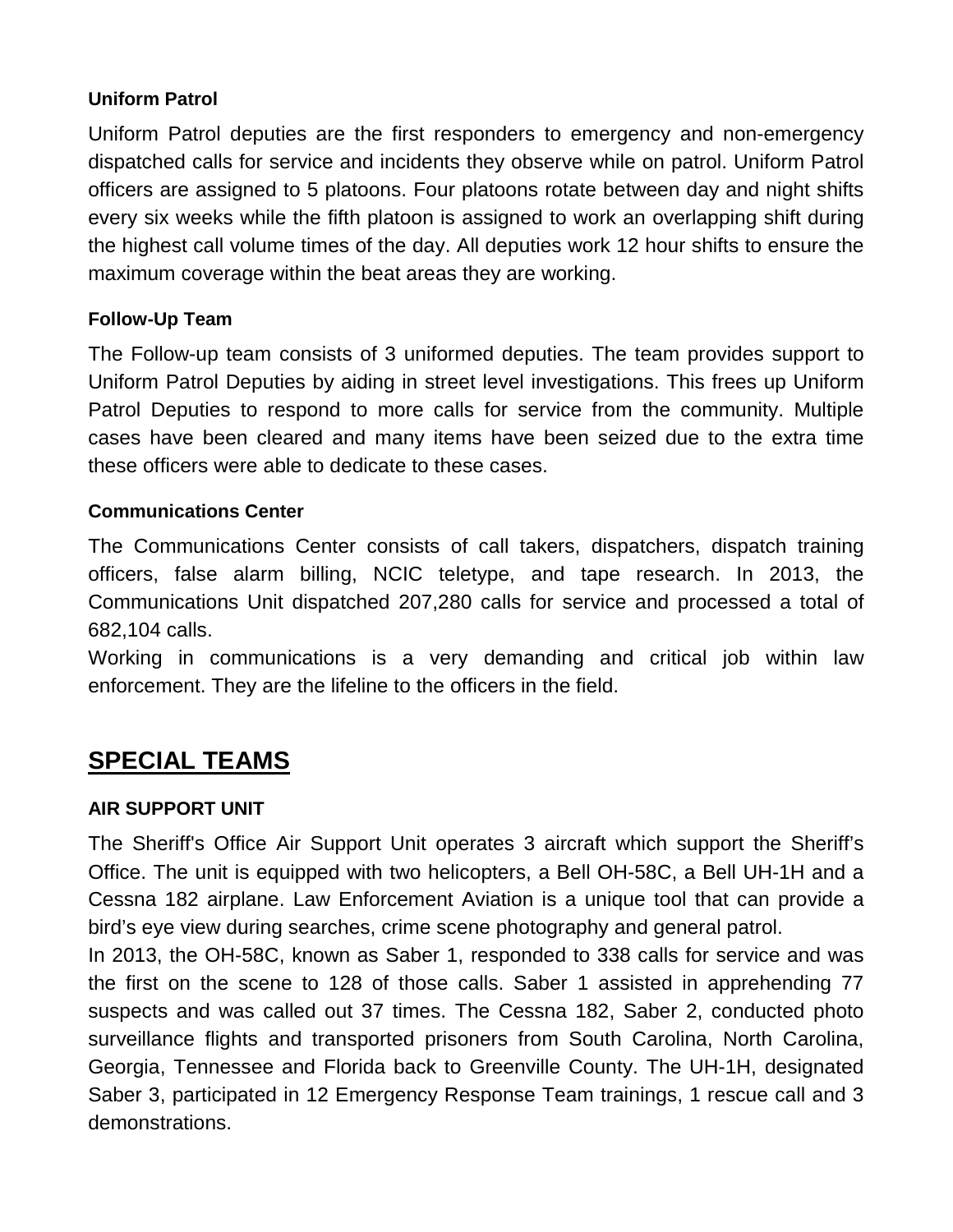### Uniform Patrol

Uniform Patrol deputies are the first responders to emergency and non-emergency dispatched calls for service and incidents they observe while on patrol. Uniform Patrol officers are assigned to 5 platoons. Four platoons rotate between day and night shifts every six weeks while the fifth platoon is assigned to work an overlapping shift during the highest call volume times of the day. All deputies work 12 hour shifts to ensure the maximum coverage within the beat areas they are working.

### Follow-Up Team

The Follow-up team consists of 3 uniformed deputies. The team provides support to Uniform Patrol Deputies by aiding in street level investigations. This frees up Uniform Patrol Deputies to respond to more calls for service from the community. Multiple cases have been cleared and many items have been seized due to the extra time these officers were able to dedicate to these cases.

### Communications Center

The Communications Center consists of call takers, dispatchers, dispatch training officers, false alarm billing, NCIC teletype, and tape research. In 2013, the Communications Unit dispatched 207,280 calls for service and processed a total of 682,104 calls.

Working in communications is a very demanding and critical job within law enforcement. They are the lifeline to the officers in the field.

## SPECIAL TEAMS

### AIR SUPPORT UNIT

The Sheriff's Office Air Support Unit operates 3 aircraft which support the Sheriff's Office. The unit is equipped with two helicopters, a Bell OH-58C, a Bell UH-1H and a Cessna 182 airplane. Law Enforcement Aviation is a unique tool that can provide a bird's eye view during searches, crime scene photography and general patrol.

In 2013, the OH-58C, known as Saber 1, responded to 338 calls for service and was the first on the scene to 128 of those calls. Saber 1 assisted in apprehending 77 suspects and was called out 37 times. The Cessna 182, Saber 2, conducted photo surveillance flights and transported prisoners from South Carolina, North Carolina, Georgia, Tennessee and Florida back to Greenville County. The UH-1H, designated Saber 3, participated in 12 Emergency Response Team trainings, 1 rescue call and 3 demonstrations.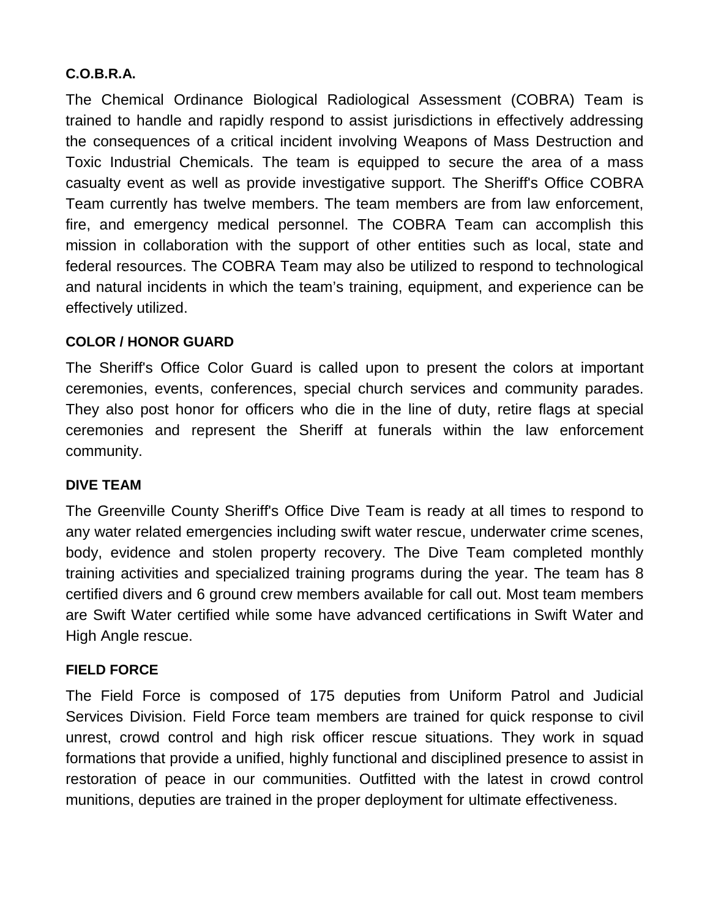**C.O.B.R.A.**

The Chemical Ordinance Biological Radiological Assessment (COBRA) Team is trained to handle and rapidly respond to assist jurisdictions in effectively addressing the consequences of a critical incident involving Weapons of Mass Destruction and Toxic Industrial Chemicals. The team is equipped to secure the area of a mass casualty event as well as provide investigative support. The Sheriff's Office COBRA Team currently has twelve members. The team members are from law enforcement, fire, and emergency medical personnel. The COBRA Team can accomplish this mission in collaboration with the support of other entities such as local, state and federal resources. The COBRA Team may also be utilized to respond to technological and natural incidents in which the team's training, equipment, and experience can be effectively utilized.

**COLOR / HONOR GUARD**

The Sheriff's Office Color Guard is called upon to present the colors at important ceremonies, events, conferences, special church services and community parades. They also post honor for officers who die in the line of duty, retire flags at special ceremonies and represent the Sheriff at funerals within the law enforcement community.

**DIVE TEAM**

The Greenville County Sheriff's Office Dive Team is ready at all times to respond to any water related emergencies including swift water rescue, underwater crime scenes, body, evidence and stolen property recovery. The Dive Team completed monthly training activities and specialized training programs during the year. The team has 8 certified divers and 6 ground crew members available for call out. Most team members are Swift Water certified while some have advanced certifications in Swift Water and High Angle rescue.

**FIELD FORCE**

The Field Force is composed of 175 deputies from Uniform Patrol and Judicial Services Division. Field Force team members are trained for quick response to civil unrest, crowd control and high risk officer rescue situations. They work in squad formations that provide a unified, highly functional and disciplined presence to assist in restoration of peace in our communities. Outfitted with the latest in crowd control munitions, deputies are trained in the proper deployment for ultimate effectiveness.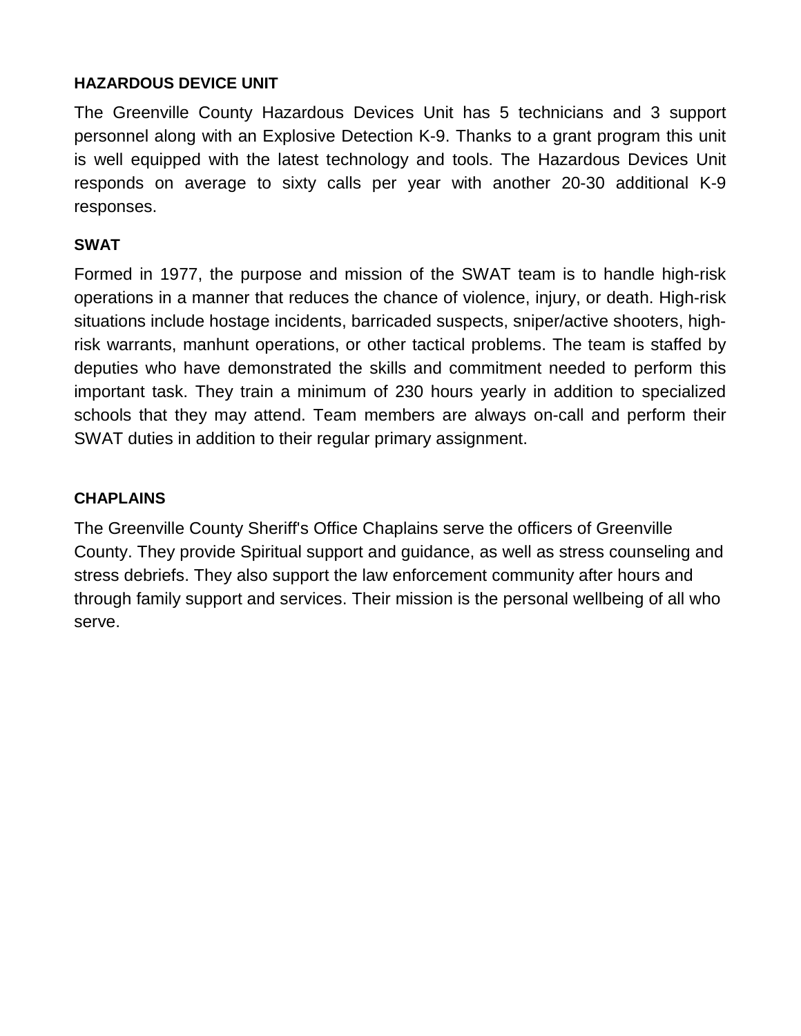**HAZARDOUS DEVICE UNIT**

The Greenville County Hazardous Devices Unit has 5 technicians and 3 support personnel along with an Explosive Detection K-9. Thanks to a grant program this unit is well equipped with the latest technology and tools. The Hazardous Devices Unit responds on average to sixty calls per year with another 20-30 additional K-9 responses.

**SWAT**

Formed in 1977, the purpose and mission of the SWAT team is to handle high-risk operations in a manner that reduces the chance of violence, injury, or death. High-risk situations include hostage incidents, barricaded suspects, sniper/active shooters, high-risk warrants, manhunt operations, or other tactical problems. The team is staffed by deputies who have demonstrated the skills and commitment needed to perform this important task. They train a minimum of 230 hours yearly in addition to specialized schools that they may attend. Team members are always on-call and perform their SWAT duties in addition to their regular primary assignment.

**CHAPLAINS**

The Greenville County Sheriff's Office Chaplains serve the officers of Greenville County. They provide Spiritual support and guidance, as well as stress counseling and stress debriefs. They also support the law enforcement community after hours and through family support and services. Their mission is the personal wellbeing of all who serve.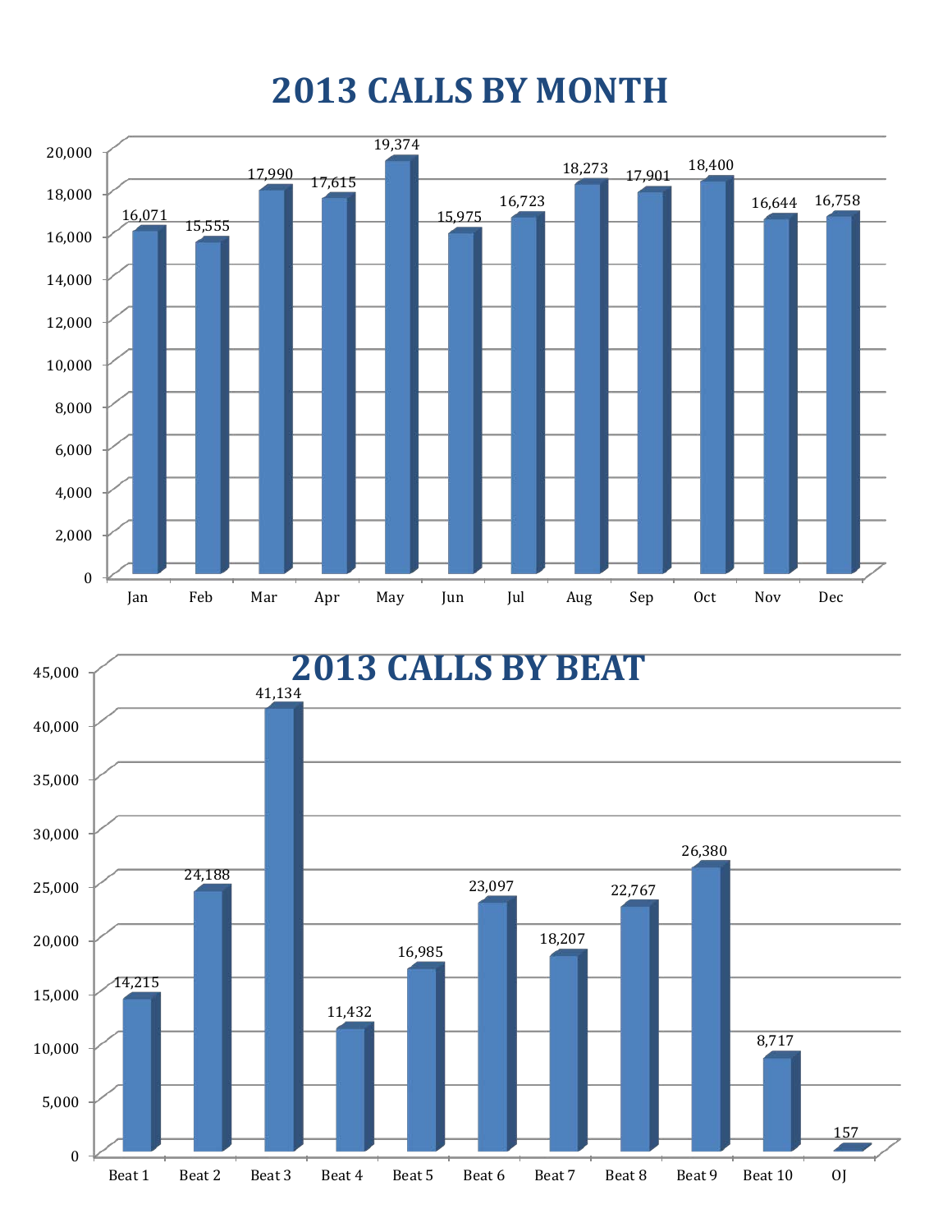# 2013 CALLS BY MONTH

| Month | Calls |
|---|---|
| Jan | 16,071 |
| Feb | 15,555 |
| Mar | 17,990 |
| Apr | 17,615 |
| May | 19,374 |
| Jun | 15,975 |
| Jul | 16,723 |
| Aug | 18,273 |
| Sep | 17,901 |
| Oct | 18,400 |
| Nov | 16,644 |
| Dec | 16,758 |

# 2013 CALLS BY BEAT

| Beat | Calls |
|---|---|
| Beat 1 | 14,215 |
| Beat 2 | 24,188 |
| Beat 3 | 41,134 |
| Beat 4 | 11,432 |
| Beat 5 | 16,985 |
| Beat 6 | 23,097 |
| Beat 7 | 18,207 |
| Beat 8 | 22,767 |
| Beat 9 | 26,380 |
| Beat 10 | 8,717 |
| OJ | 157 |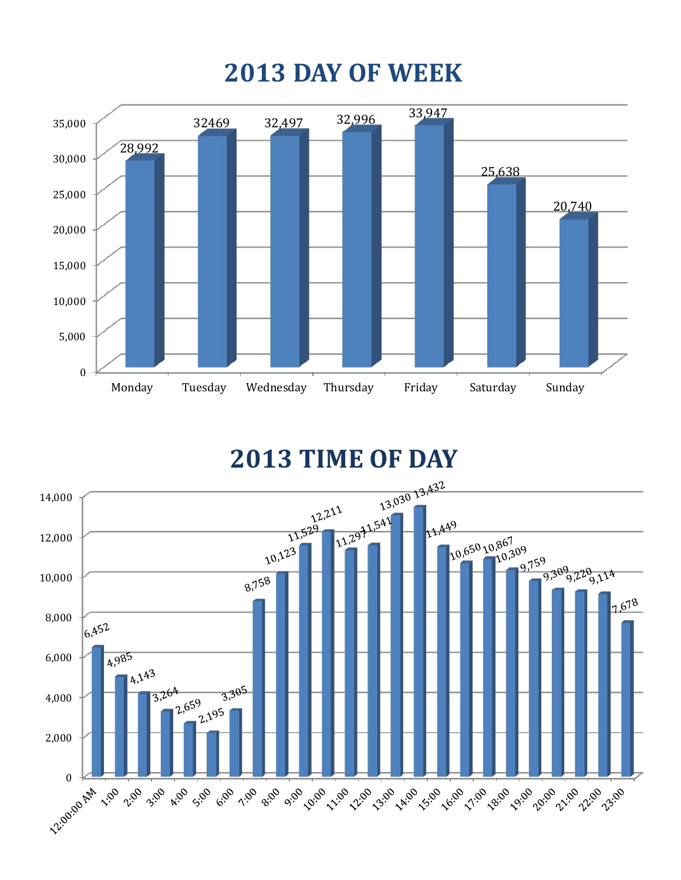# 2013 DAY OF WEEK

| Day | Value |
|---|---|
| Monday | 28,992 |
| Tuesday | 32469 |
| Wednesday | 32,497 |
| Thursday | 32,996 |
| Friday | 33,947 |
| Saturday | 25,638 |
| Sunday | 20,740 |

# 2013 TIME OF DAY

| Time | Value |
|---|---|
| 12:00:00 AM | 6,452 |
| 1:00 | 4,985 |
| 2:00 | 4,143 |
| 3:00 | 3,264 |
| 4:00 | 2,659 |
| 5:00 | 2,195 |
| 6:00 | 3,305 |
| 7:00 | 8,758 |
| 8:00 | 10,123 |
| 9:00 | 11,529 |
| 10:00 | 12,211 |
| 11:00 | 11,297 |
| 12:00 | 11,541 |
| 13:00 | 13,030 |
| 14:00 | 13,432 |
| 15:00 | 11,449 |
| 16:00 | 10,650 |
| 17:00 | 10,867 |
| 18:00 | 10,309 |
| 19:00 | 9,759 |
| 20:00 | 9,309 |
| 21:00 | 9,220 |
| 22:00 | 9,114 |
| 23:00 | 7,678 |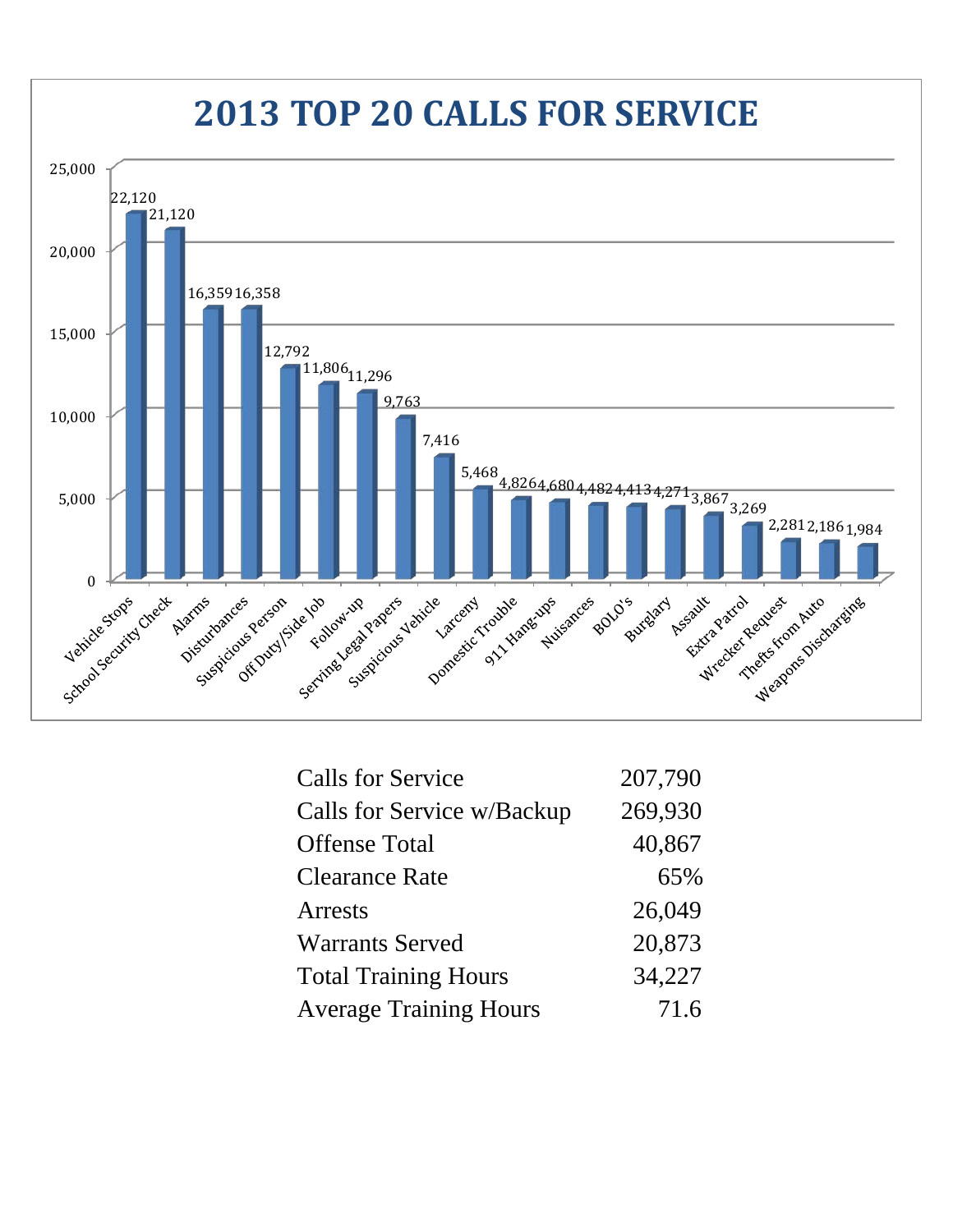# 2013 TOP 20 CALLS FOR SERVICE

| Call Type | Count |
|---|---|
| Vehicle Stops | 22,120 |
| School Security Check | 21,120 |
| Alarms | 16,359 |
| Disturbances | 16,358 |
| Suspicious Person | 12,792 |
| Off Duty/Side Job | 11,806 |
| Follow-up | 11,296 |
| Serving Legal Papers | 9,763 |
| Suspicious Vehicle | 7,416 |
| Larceny | 5,468 |
| Domestic Trouble | 4,826 |
| 911 Hang-ups | 4,680 |
| Nuisances | 4,482 |
| BOLO's | 4,413 |
| Burglary | 4,271 |
| Assault | 3,867 |
| Extra Patrol | 3,269 |
| Wrecker Request | 2,281 |
| Thefts from Auto | 2,186 |
| Weapons Discharging | 1,984 |

| | |
|---|---|
| Calls for Service | 207,790 |
| Calls for Service w/Backup | 269,930 |
| Offense Total | 40,867 |
| Clearance Rate | 65% |
| Arrests | 26,049 |
| Warrants Served | 20,873 |
| Total Training Hours | 34,227 |
| Average Training Hours | 71.6 |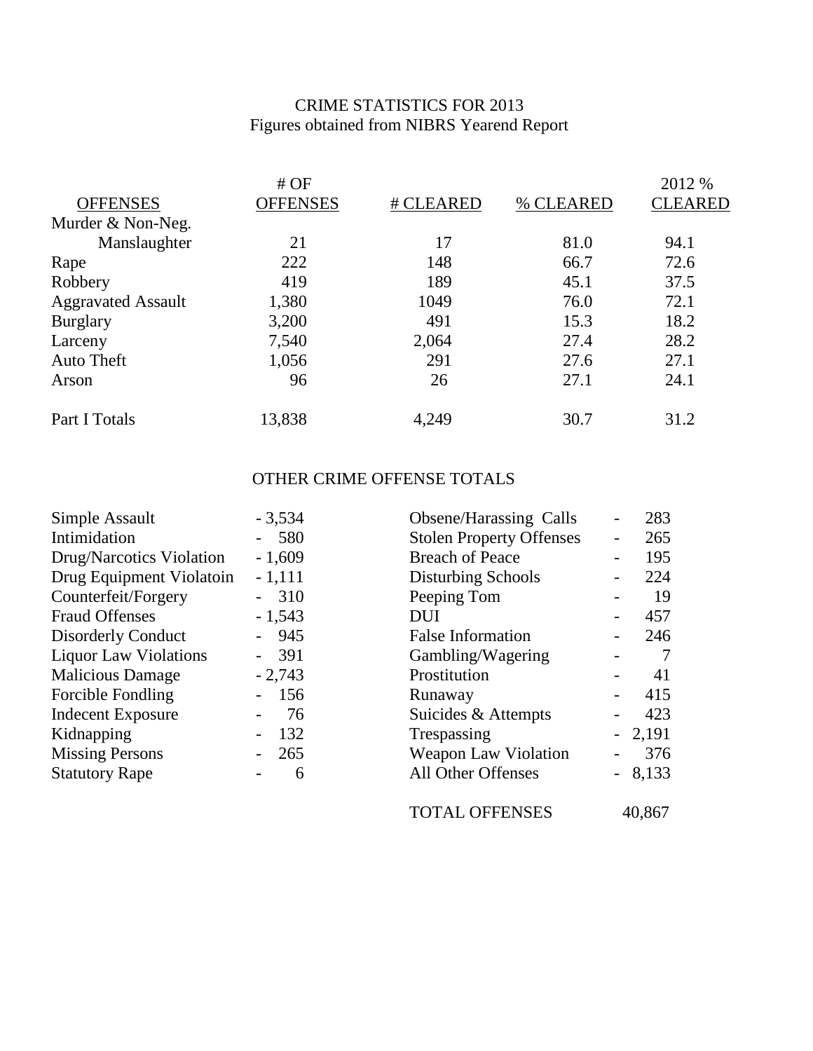# CRIME STATISTICS FOR 2013

Figures obtained from NIBRS Yearend Report

| OFFENSES | # OF OFFENSES | # CLEARED | % CLEARED | 2012 % CLEARED |
|---|---|---|---|---|
| Murder & Non-Neg. Manslaughter | 21 | 17 | 81.0 | 94.1 |
| Rape | 222 | 148 | 66.7 | 72.6 |
| Robbery | 419 | 189 | 45.1 | 37.5 |
| Aggravated Assault | 1,380 | 1049 | 76.0 | 72.1 |
| Burglary | 3,200 | 491 | 15.3 | 18.2 |
| Larceny | 7,540 | 2,064 | 27.4 | 28.2 |
| Auto Theft | 1,056 | 291 | 27.6 | 27.1 |
| Arson | 96 | 26 | 27.1 | 24.1 |
| Part I Totals | 13,838 | 4,249 | 30.7 | 31.2 |

## OTHER CRIME OFFENSE TOTALS

| Offense | Total | Offense | Total |
|---|---|---|---|
| Simple Assault | - 3,534 | Obsene/Harassing Calls | - 283 |
| Intimidation | - 580 | Stolen Property Offenses | - 265 |
| Drug/Narcotics Violation | - 1,609 | Breach of Peace | - 195 |
| Drug Equipment Violatoin | - 1,111 | Disturbing Schools | - 224 |
| Counterfeit/Forgery | - 310 | Peeping Tom | - 19 |
| Fraud Offenses | - 1,543 | DUI | - 457 |
| Disorderly Conduct | - 945 | False Information | - 246 |
| Liquor Law Violations | - 391 | Gambling/Wagering | - 7 |
| Malicious Damage | - 2,743 | Prostitution | - 41 |
| Forcible Fondling | - 156 | Runaway | - 415 |
| Indecent Exposure | - 76 | Suicides & Attempts | - 423 |
| Kidnapping | - 132 | Trespassing | - 2,191 |
| Missing Persons | - 265 | Weapon Law Violation | - 376 |
| Statutory Rape | - 6 | All Other Offenses | - 8,133 |
| | | TOTAL OFFENSES | 40,867 |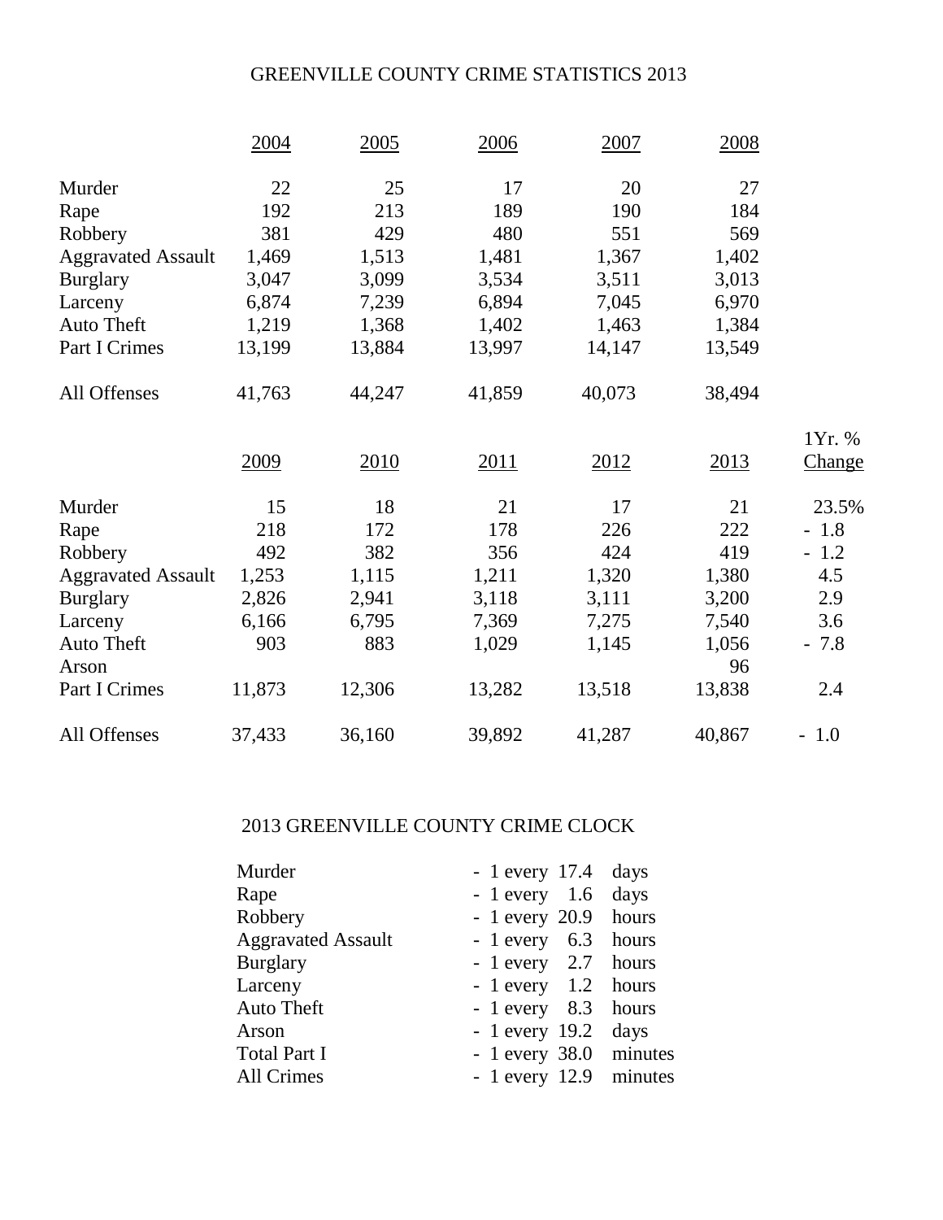# GREENVILLE COUNTY CRIME STATISTICS 2013

| | 2004 | 2005 | 2006 | 2007 | 2008 |
|---|---|---|---|---|---|
| Murder | 22 | 25 | 17 | 20 | 27 |
| Rape | 192 | 213 | 189 | 190 | 184 |
| Robbery | 381 | 429 | 480 | 551 | 569 |
| Aggravated Assault | 1,469 | 1,513 | 1,481 | 1,367 | 1,402 |
| Burglary | 3,047 | 3,099 | 3,534 | 3,511 | 3,013 |
| Larceny | 6,874 | 7,239 | 6,894 | 7,045 | 6,970 |
| Auto Theft | 1,219 | 1,368 | 1,402 | 1,463 | 1,384 |
| Part I Crimes | 13,199 | 13,884 | 13,997 | 14,147 | 13,549 |
| All Offenses | 41,763 | 44,247 | 41,859 | 40,073 | 38,494 |

| | 2009 | 2010 | 2011 | 2012 | 2013 | 1Yr. % Change |
|---|---|---|---|---|---|---|
| Murder | 15 | 18 | 21 | 17 | 21 | 23.5% |
| Rape | 218 | 172 | 178 | 226 | 222 | - 1.8 |
| Robbery | 492 | 382 | 356 | 424 | 419 | - 1.2 |
| Aggravated Assault | 1,253 | 1,115 | 1,211 | 1,320 | 1,380 | 4.5 |
| Burglary | 2,826 | 2,941 | 3,118 | 3,111 | 3,200 | 2.9 |
| Larceny | 6,166 | 6,795 | 7,369 | 7,275 | 7,540 | 3.6 |
| Auto Theft | 903 | 883 | 1,029 | 1,145 | 1,056 | - 7.8 |
| Arson | | | | | 96 | |
| Part I Crimes | 11,873 | 12,306 | 13,282 | 13,518 | 13,838 | 2.4 |
| All Offenses | 37,433 | 36,160 | 39,892 | 41,287 | 40,867 | - 1.0 |

## 2013 GREENVILLE COUNTY CRIME CLOCK

| | | |
|---|---|---|
| Murder | - 1 every 17.4 | days |
| Rape | - 1 every 1.6 | days |
| Robbery | - 1 every 20.9 | hours |
| Aggravated Assault | - 1 every 6.3 | hours |
| Burglary | - 1 every 2.7 | hours |
| Larceny | - 1 every 1.2 | hours |
| Auto Theft | - 1 every 8.3 | hours |
| Arson | - 1 every 19.2 | days |
| Total Part I | - 1 every 38.0 | minutes |
| All Crimes | - 1 every 12.9 | minutes |